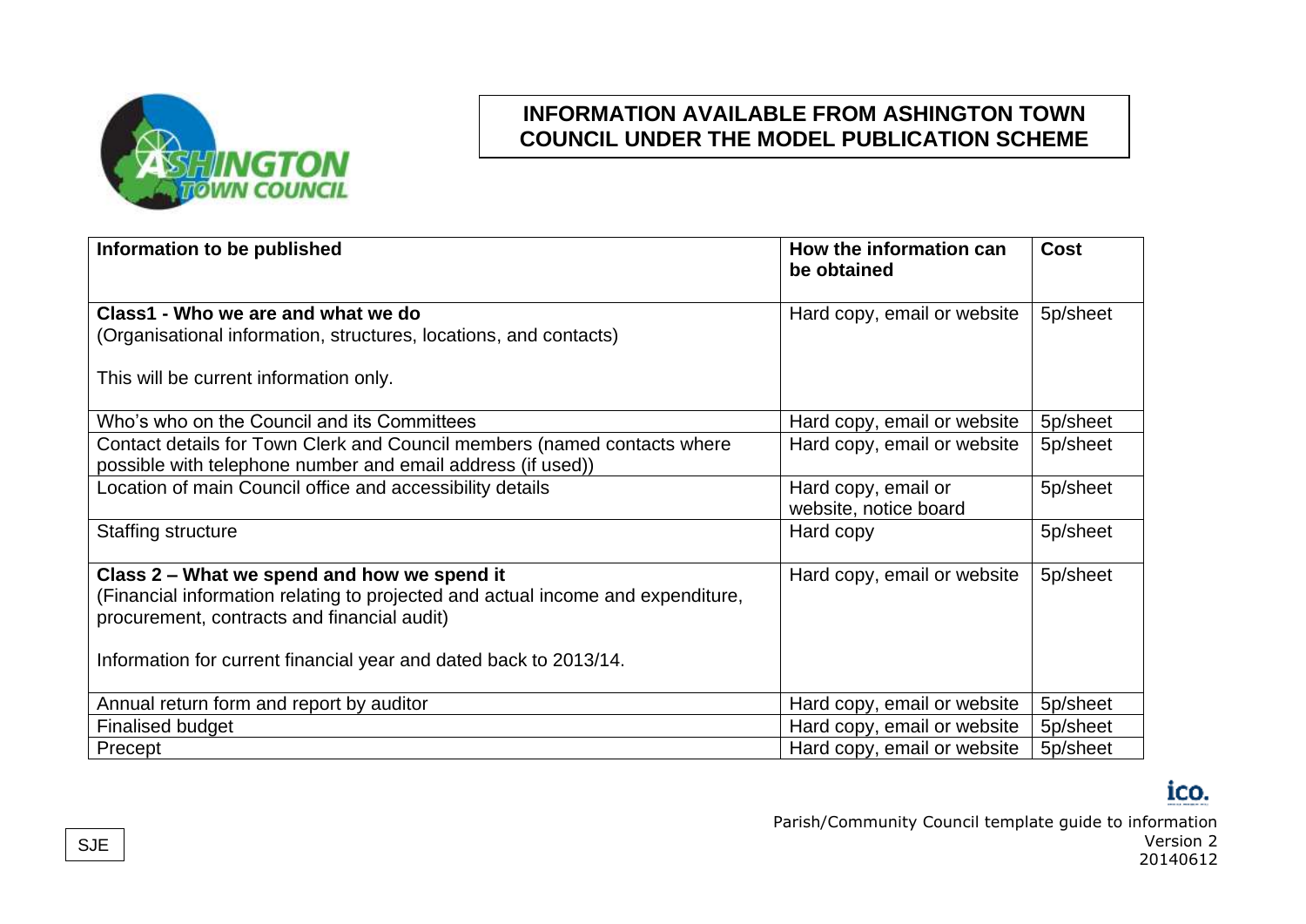# INFORMATION AVAILABLE FROM ASHINGTON TOWN COUNCIL UNDER THE MODEL PUBLICATION SCHEME

| Information to be published | How the information can be obtained | Cost |
|---|---|---|
| **Class1 - Who we are and what we do**<br>(Organisational information, structures, locations, and contacts)<br><br>This will be current information only. | Hard copy, email or website | 5p/sheet |
| Who's who on the Council and its Committees | Hard copy, email or website | 5p/sheet |
| Contact details for Town Clerk and Council members (named contacts where possible with telephone number and email address (if used)) | Hard copy, email or website | 5p/sheet |
| Location of main Council office and accessibility details | Hard copy, email or website, notice board | 5p/sheet |
| Staffing structure | Hard copy | 5p/sheet |
| **Class 2 – What we spend and how we spend it**<br>(Financial information relating to projected and actual income and expenditure, procurement, contracts and financial audit)<br><br>Information for current financial year and dated back to 2013/14. | Hard copy, email or website | 5p/sheet |
| Annual return form and report by auditor | Hard copy, email or website | 5p/sheet |
| Finalised budget | Hard copy, email or website | 5p/sheet |
| Precept | Hard copy, email or website | 5p/sheet |

SJE

Parish/Community Council template guide to information
Version 2
20140612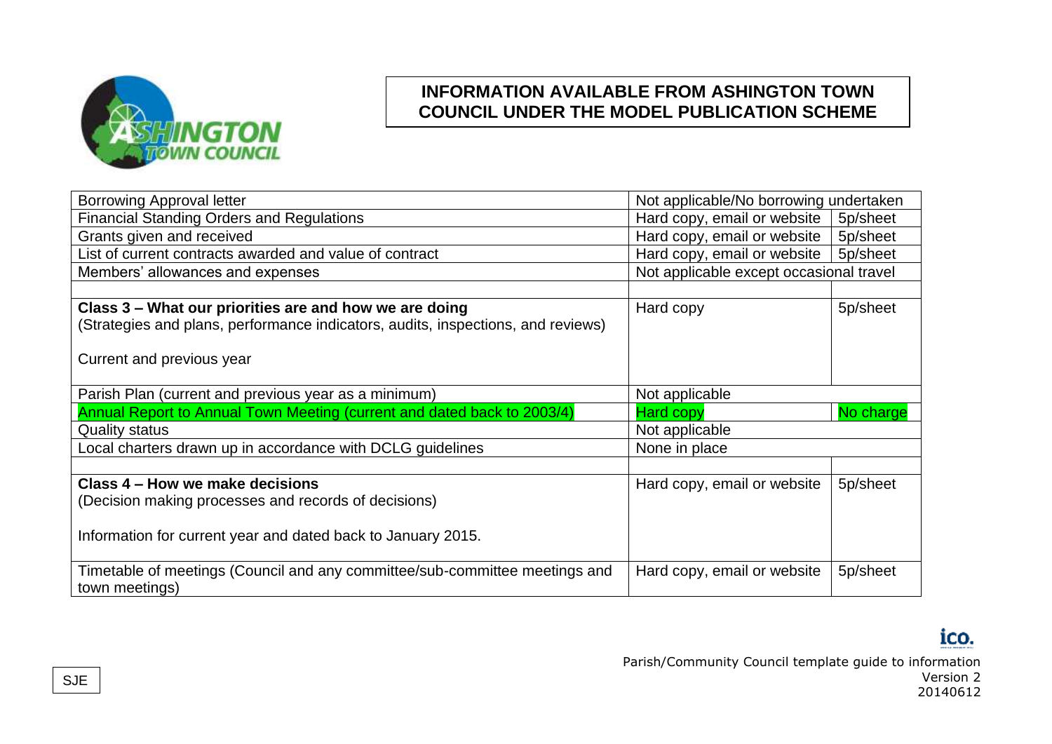## INFORMATION AVAILABLE FROM ASHINGTON TOWN COUNCIL UNDER THE MODEL PUBLICATION SCHEME

| | | |
|---|---|---|
| Borrowing Approval letter | Not applicable/No borrowing undertaken | |
| Financial Standing Orders and Regulations | Hard copy, email or website | 5p/sheet |
| Grants given and received | Hard copy, email or website | 5p/sheet |
| List of current contracts awarded and value of contract | Hard copy, email or website | 5p/sheet |
| Members' allowances and expenses | Not applicable except occasional travel | |
| | | |
| **Class 3 – What our priorities are and how we are doing**<br>(Strategies and plans, performance indicators, audits, inspections, and reviews)<br><br>Current and previous year | Hard copy | 5p/sheet |
| Parish Plan (current and previous year as a minimum) | Not applicable | |
| Annual Report to Annual Town Meeting (current and dated back to 2003/4) | Hard copy | No charge |
| Quality status | Not applicable | |
| Local charters drawn up in accordance with DCLG guidelines | None in place | |
| | | |
| **Class 4 – How we make decisions**<br>(Decision making processes and records of decisions)<br><br>Information for current year and dated back to January 2015. | Hard copy, email or website | 5p/sheet |
| Timetable of meetings (Council and any committee/sub-committee meetings and town meetings) | Hard copy, email or website | 5p/sheet |

SJE

Parish/Community Council template guide to information
Version 2
20140612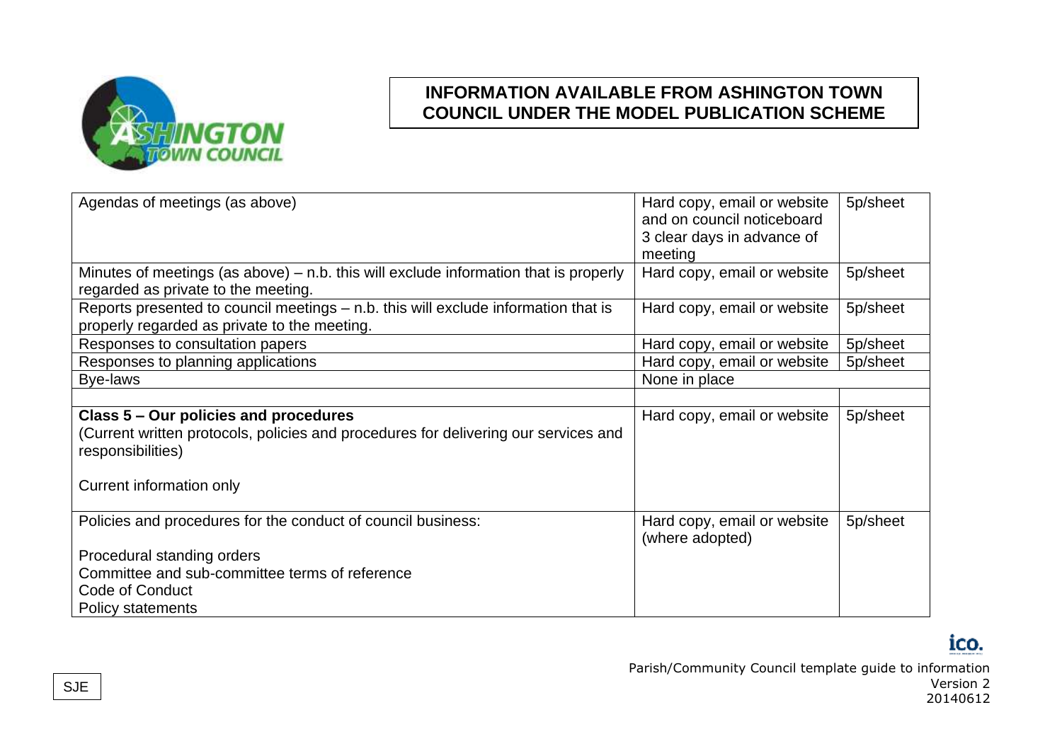# INFORMATION AVAILABLE FROM ASHINGTON TOWN COUNCIL UNDER THE MODEL PUBLICATION SCHEME

| | | |
|---|---|---|
| Agendas of meetings (as above) | Hard copy, email or website and on council noticeboard 3 clear days in advance of meeting | 5p/sheet |
| Minutes of meetings (as above) – n.b. this will exclude information that is properly regarded as private to the meeting. | Hard copy, email or website | 5p/sheet |
| Reports presented to council meetings – n.b. this will exclude information that is properly regarded as private to the meeting. | Hard copy, email or website | 5p/sheet |
| Responses to consultation papers | Hard copy, email or website | 5p/sheet |
| Responses to planning applications | Hard copy, email or website | 5p/sheet |
| Bye-laws | None in place | |
| | | |
| **Class 5 – Our policies and procedures**<br>(Current written protocols, policies and procedures for delivering our services and responsibilities)<br><br>Current information only | Hard copy, email or website | 5p/sheet |
| Policies and procedures for the conduct of council business:<br><br>Procedural standing orders<br>Committee and sub-committee terms of reference<br>Code of Conduct<br>Policy statements | Hard copy, email or website (where adopted) | 5p/sheet |

SJE

Parish/Community Council template guide to information
Version 2
20140612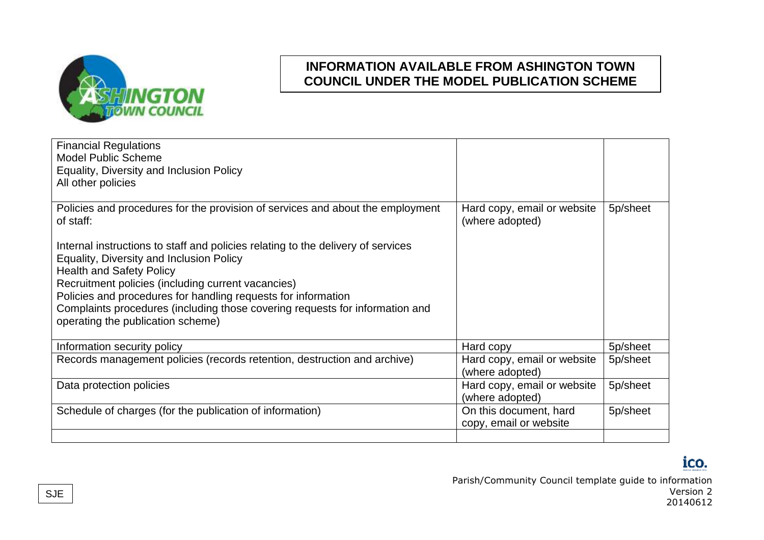# INFORMATION AVAILABLE FROM ASHINGTON TOWN COUNCIL UNDER THE MODEL PUBLICATION SCHEME

| | | |
|---|---|---|
| Financial Regulations<br>Model Public Scheme<br>Equality, Diversity and Inclusion Policy<br>All other policies | | |
| Policies and procedures for the provision of services and about the employment of staff:<br><br>Internal instructions to staff and policies relating to the delivery of services<br>Equality, Diversity and Inclusion Policy<br>Health and Safety Policy<br>Recruitment policies (including current vacancies)<br>Policies and procedures for handling requests for information<br>Complaints procedures (including those covering requests for information and operating the publication scheme) | Hard copy, email or website (where adopted) | 5p/sheet |
| Information security policy | Hard copy | 5p/sheet |
| Records management policies (records retention, destruction and archive) | Hard copy, email or website (where adopted) | 5p/sheet |
| Data protection policies | Hard copy, email or website (where adopted) | 5p/sheet |
| Schedule of charges (for the publication of information) | On this document, hard copy, email or website | 5p/sheet |
| | | |

SJE

Parish/Community Council template guide to information
Version 2
20140612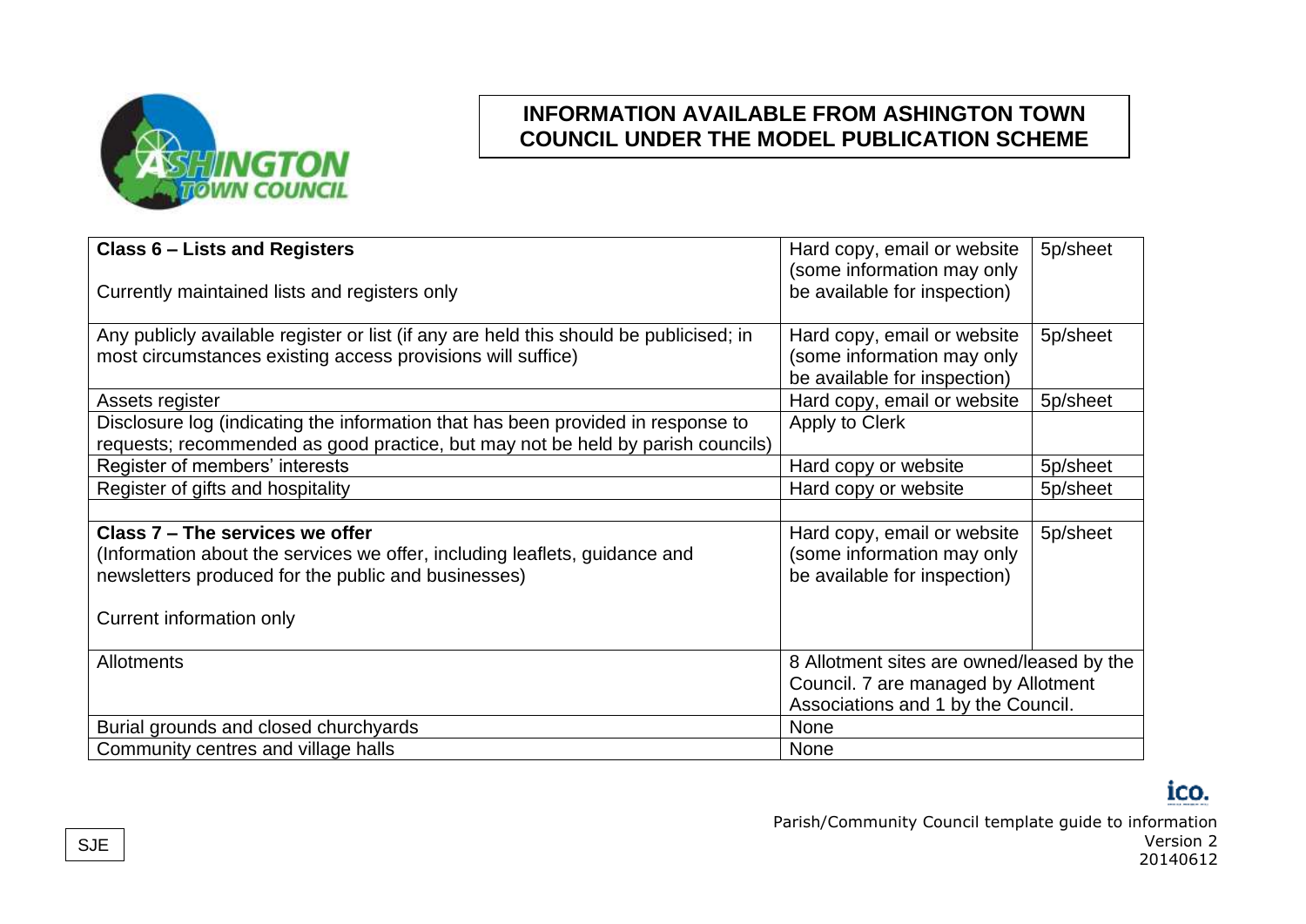# INFORMATION AVAILABLE FROM ASHINGTON TOWN COUNCIL UNDER THE MODEL PUBLICATION SCHEME

| | | |
|---|---|---|
| **Class 6 – Lists and Registers**<br><br>Currently maintained lists and registers only | Hard copy, email or website (some information may only be available for inspection) | 5p/sheet |
| Any publicly available register or list (if any are held this should be publicised; in most circumstances existing access provisions will suffice) | Hard copy, email or website (some information may only be available for inspection) | 5p/sheet |
| Assets register | Hard copy, email or website | 5p/sheet |
| Disclosure log (indicating the information that has been provided in response to requests; recommended as good practice, but may not be held by parish councils) | Apply to Clerk | |
| Register of members' interests | Hard copy or website | 5p/sheet |
| Register of gifts and hospitality | Hard copy or website | 5p/sheet |
| | | |
| **Class 7 – The services we offer**<br>(Information about the services we offer, including leaflets, guidance and newsletters produced for the public and businesses)<br><br>Current information only | Hard copy, email or website (some information may only be available for inspection) | 5p/sheet |
| Allotments | 8 Allotment sites are owned/leased by the Council. 7 are managed by Allotment Associations and 1 by the Council. | |
| Burial grounds and closed churchyards | None | |
| Community centres and village halls | None | |

Parish/Community Council template guide to information
Version 2
20140612

SJE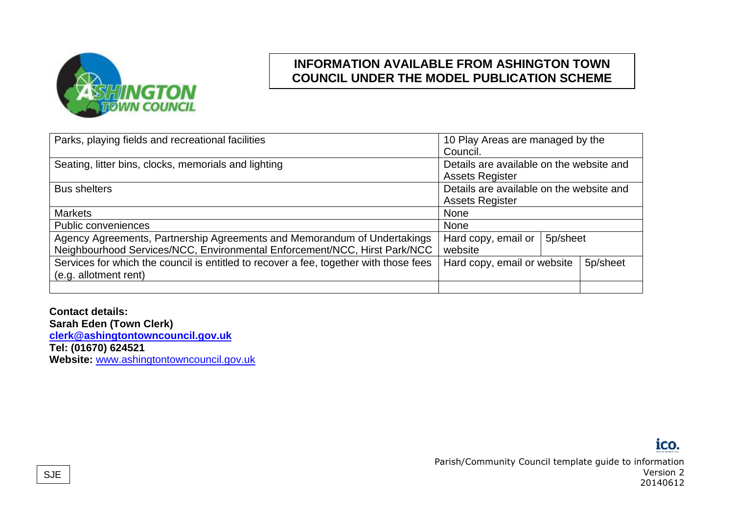## INFORMATION AVAILABLE FROM ASHINGTON TOWN COUNCIL UNDER THE MODEL PUBLICATION SCHEME

| | | |
|---|---|---|
| Parks, playing fields and recreational facilities | 10 Play Areas are managed by the Council. | |
| Seating, litter bins, clocks, memorials and lighting | Details are available on the website and Assets Register | |
| Bus shelters | Details are available on the website and Assets Register | |
| Markets | None | |
| Public conveniences | None | |
| Agency Agreements, Partnership Agreements and Memorandum of Undertakings Neighbourhood Services/NCC, Environmental Enforcement/NCC, Hirst Park/NCC | Hard copy, email or website | 5p/sheet |
| Services for which the council is entitled to recover a fee, together with those fees (e.g. allotment rent) | Hard copy, email or website | 5p/sheet |
| | | |

**Contact details:**
**Sarah Eden (Town Clerk)**
**clerk@ashingtontowncouncil.gov.uk**
**Tel: (01670) 624521**
**Website:** www.ashingtontowncouncil.gov.uk

Parish/Community Council template guide to information
Version 2
20140612

SJE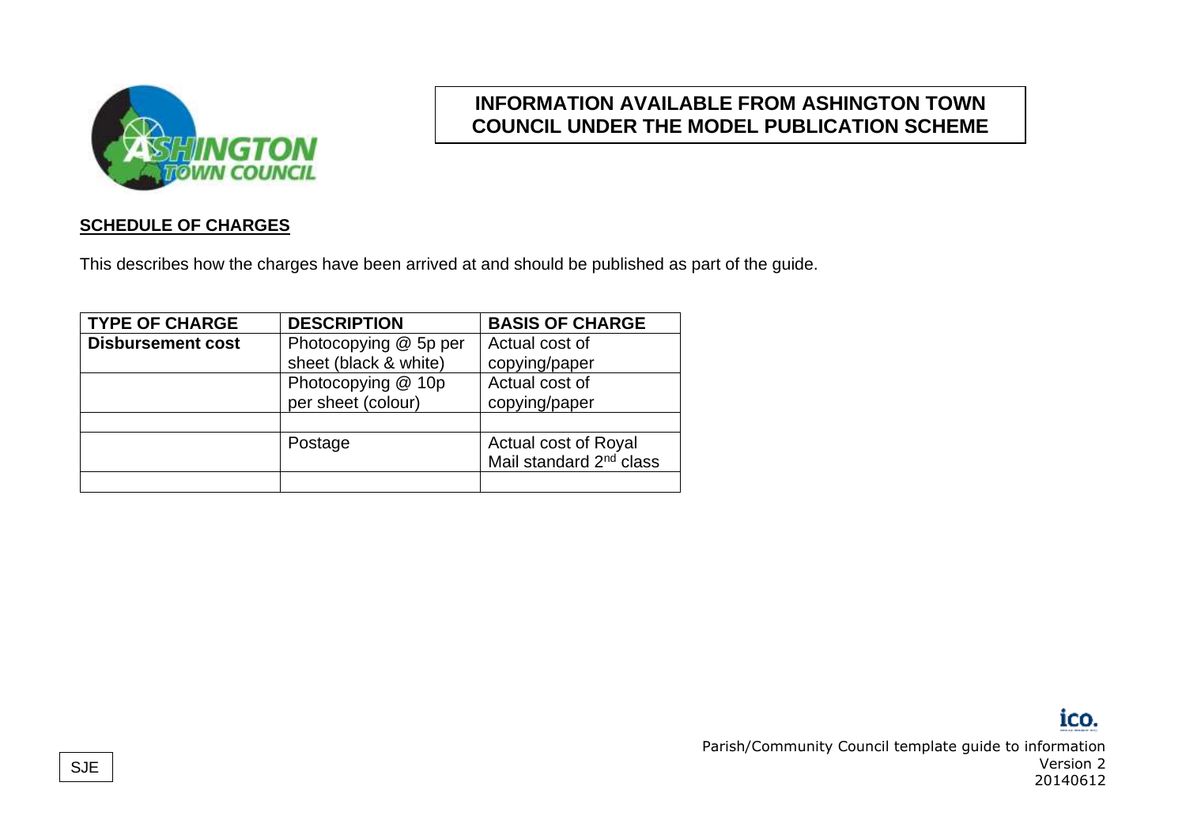# INFORMATION AVAILABLE FROM ASHINGTON TOWN COUNCIL UNDER THE MODEL PUBLICATION SCHEME

**SCHEDULE OF CHARGES**

This describes how the charges have been arrived at and should be published as part of the guide.

| TYPE OF CHARGE | DESCRIPTION | BASIS OF CHARGE |
|---|---|---|
| **Disbursement cost** | Photocopying @ 5p per sheet (black & white) | Actual cost of copying/paper |
| | Photocopying @ 10p per sheet (colour) | Actual cost of copying/paper |
| | | |
| | Postage | Actual cost of Royal Mail standard 2nd class |
| | | |

Parish/Community Council template guide to information
Version 2
20140612

SJE